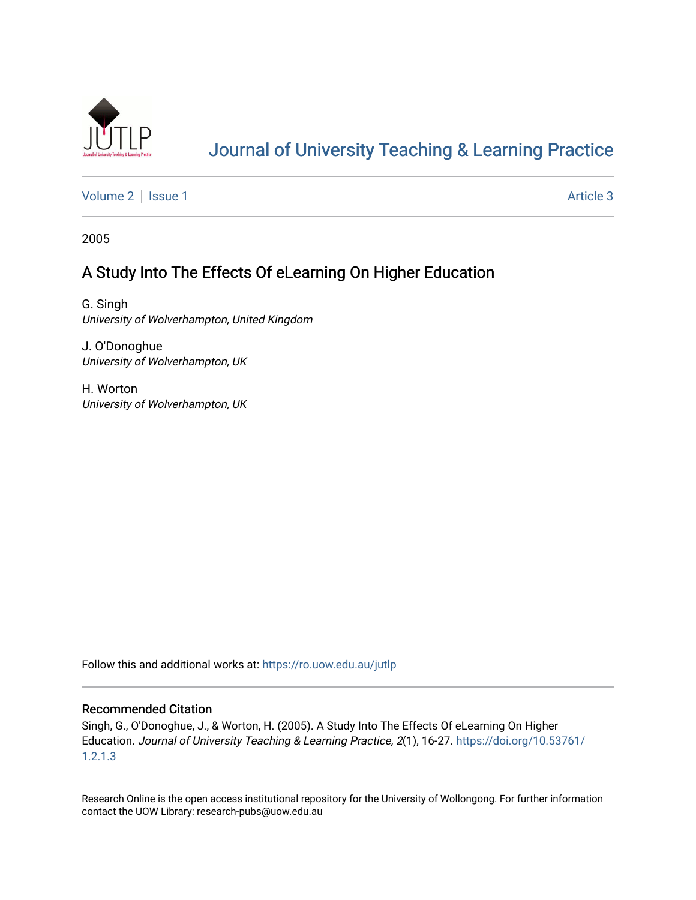Journal of University Teaching & Learning Practice

Volume 2 | Issue 1 Article 3

2005

# A Study Into The Effects Of eLearning On Higher Education

G. Singh
*University of Wolverhampton, United Kingdom*

J. O'Donoghue
*University of Wolverhampton, UK*

H. Worton
*University of Wolverhampton, UK*

Follow this and additional works at: https://ro.uow.edu.au/jutlp

## Recommended Citation

Singh, G., O'Donoghue, J., & Worton, H. (2005). A Study Into The Effects Of eLearning On Higher Education. *Journal of University Teaching & Learning Practice, 2*(1), 16-27. https://doi.org/10.53761/1.2.1.3

Research Online is the open access institutional repository for the University of Wollongong. For further information contact the UOW Library: research-pubs@uow.edu.au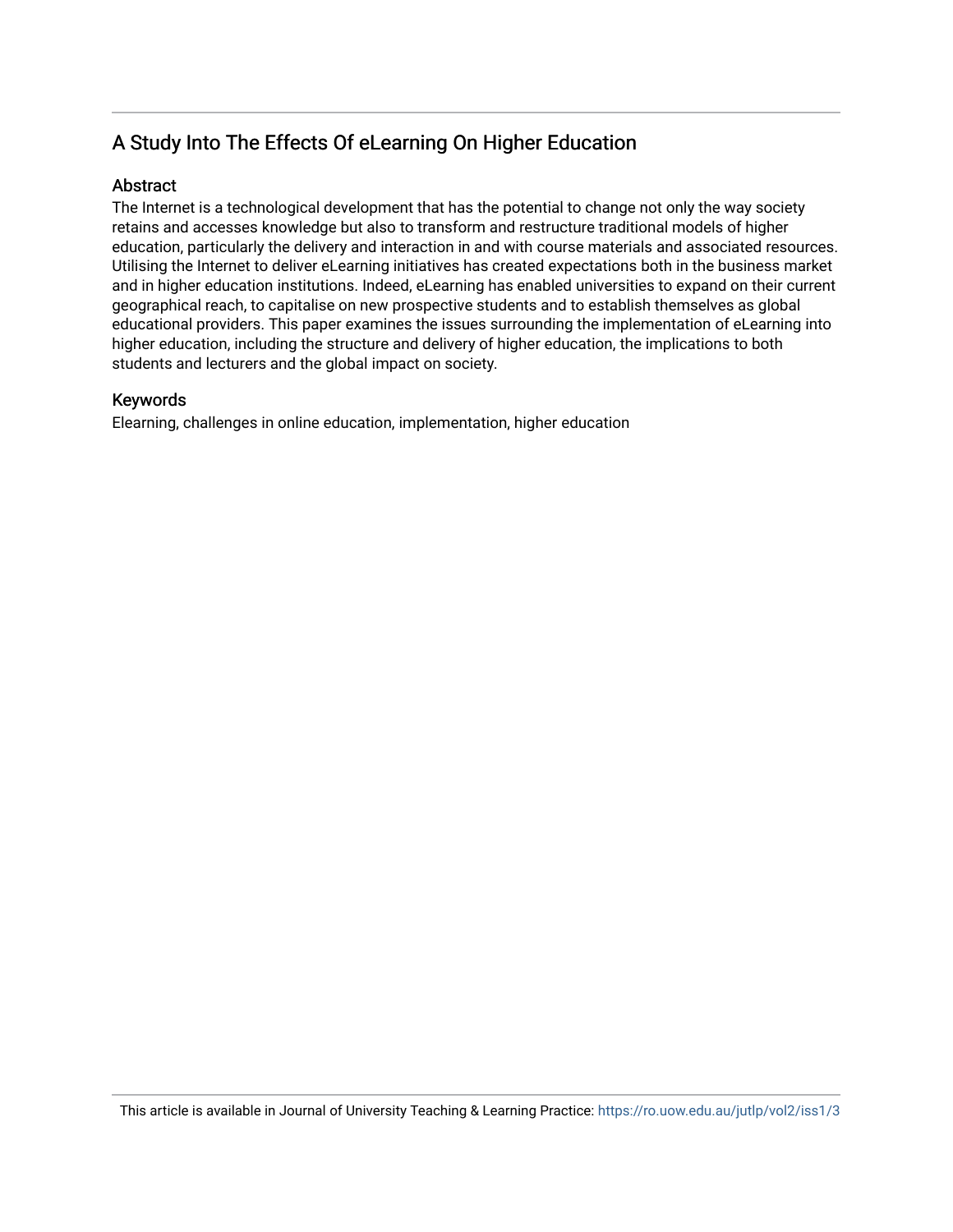# A Study Into The Effects Of eLearning On Higher Education

## Abstract

The Internet is a technological development that has the potential to change not only the way society retains and accesses knowledge but also to transform and restructure traditional models of higher education, particularly the delivery and interaction in and with course materials and associated resources. Utilising the Internet to deliver eLearning initiatives has created expectations both in the business market and in higher education institutions. Indeed, eLearning has enabled universities to expand on their current geographical reach, to capitalise on new prospective students and to establish themselves as global educational providers. This paper examines the issues surrounding the implementation of eLearning into higher education, including the structure and delivery of higher education, the implications to both students and lecturers and the global impact on society.

## Keywords

Elearning, challenges in online education, implementation, higher education

This article is available in Journal of University Teaching & Learning Practice: https://ro.uow.edu.au/jutlp/vol2/iss1/3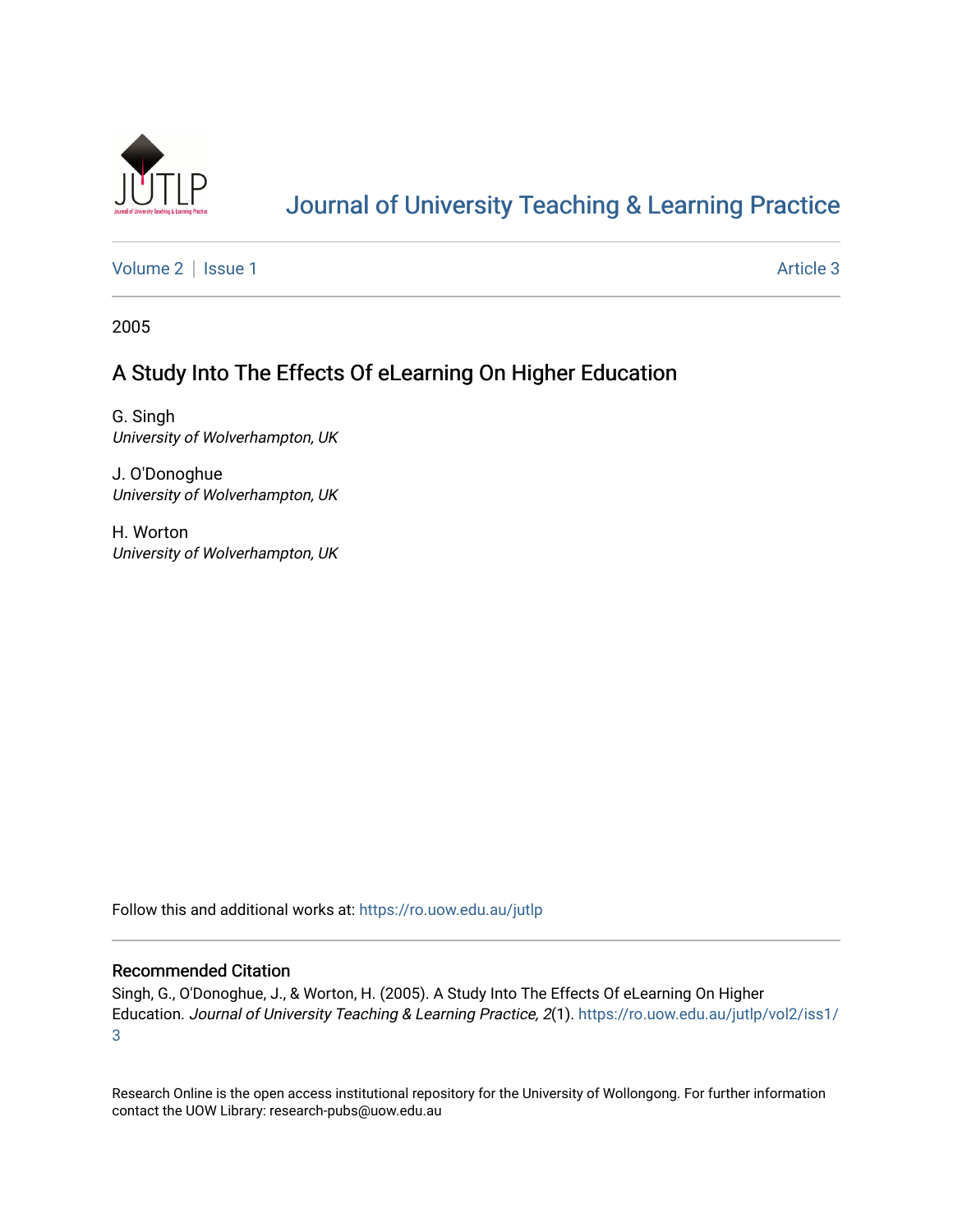# Journal of University Teaching & Learning Practice

Volume 2 | Issue 1 Article 3

2005

## A Study Into The Effects Of eLearning On Higher Education

G. Singh
*University of Wolverhampton, UK*

J. O'Donoghue
*University of Wolverhampton, UK*

H. Worton
*University of Wolverhampton, UK*

Follow this and additional works at: https://ro.uow.edu.au/jutlp

### Recommended Citation

Singh, G., O'Donoghue, J., & Worton, H. (2005). A Study Into The Effects Of eLearning On Higher Education. *Journal of University Teaching & Learning Practice, 2*(1). https://ro.uow.edu.au/jutlp/vol2/iss1/3

Research Online is the open access institutional repository for the University of Wollongong. For further information contact the UOW Library: research-pubs@uow.edu.au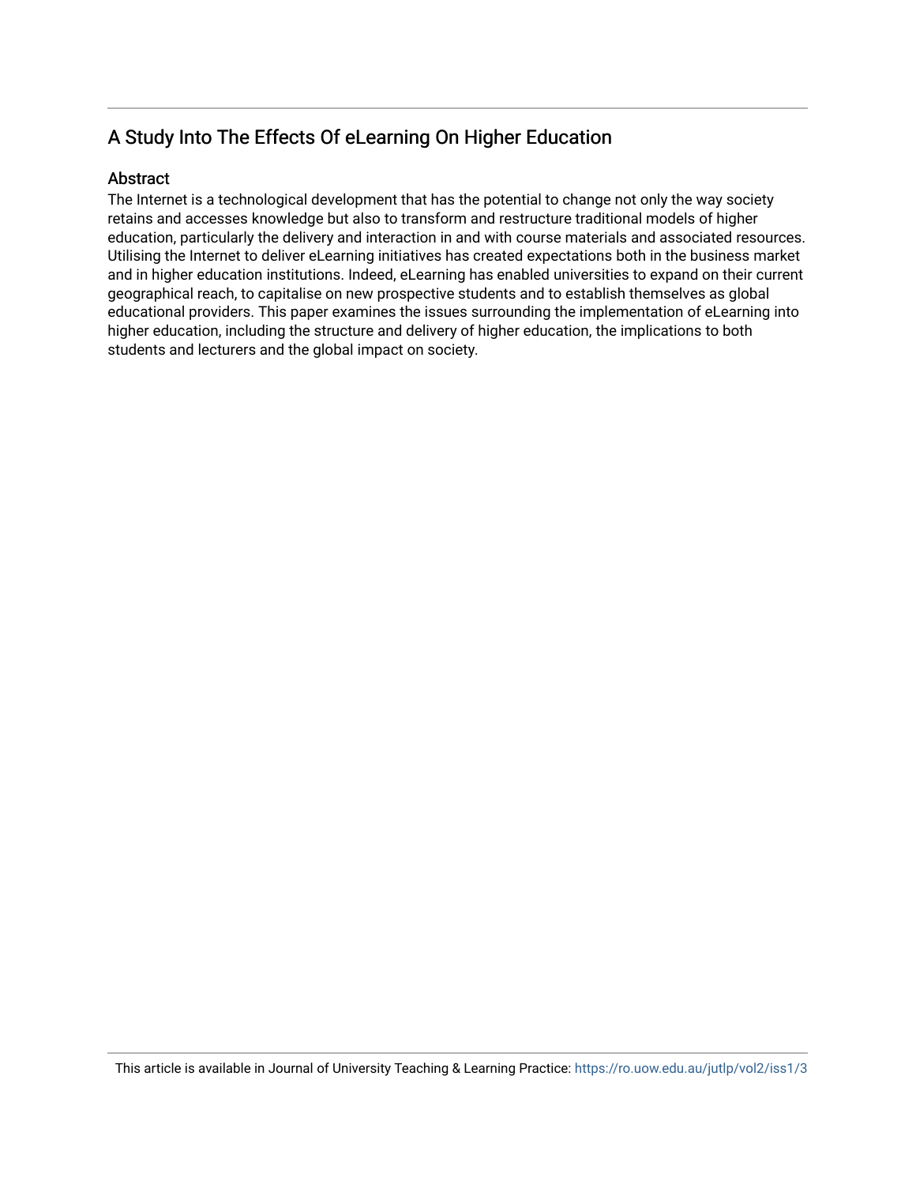## A Study Into The Effects Of eLearning On Higher Education

### Abstract

The Internet is a technological development that has the potential to change not only the way society retains and accesses knowledge but also to transform and restructure traditional models of higher education, particularly the delivery and interaction in and with course materials and associated resources. Utilising the Internet to deliver eLearning initiatives has created expectations both in the business market and in higher education institutions. Indeed, eLearning has enabled universities to expand on their current geographical reach, to capitalise on new prospective students and to establish themselves as global educational providers. This paper examines the issues surrounding the implementation of eLearning into higher education, including the structure and delivery of higher education, the implications to both students and lecturers and the global impact on society.

This article is available in Journal of University Teaching & Learning Practice: https://ro.uow.edu.au/jutlp/vol2/iss1/3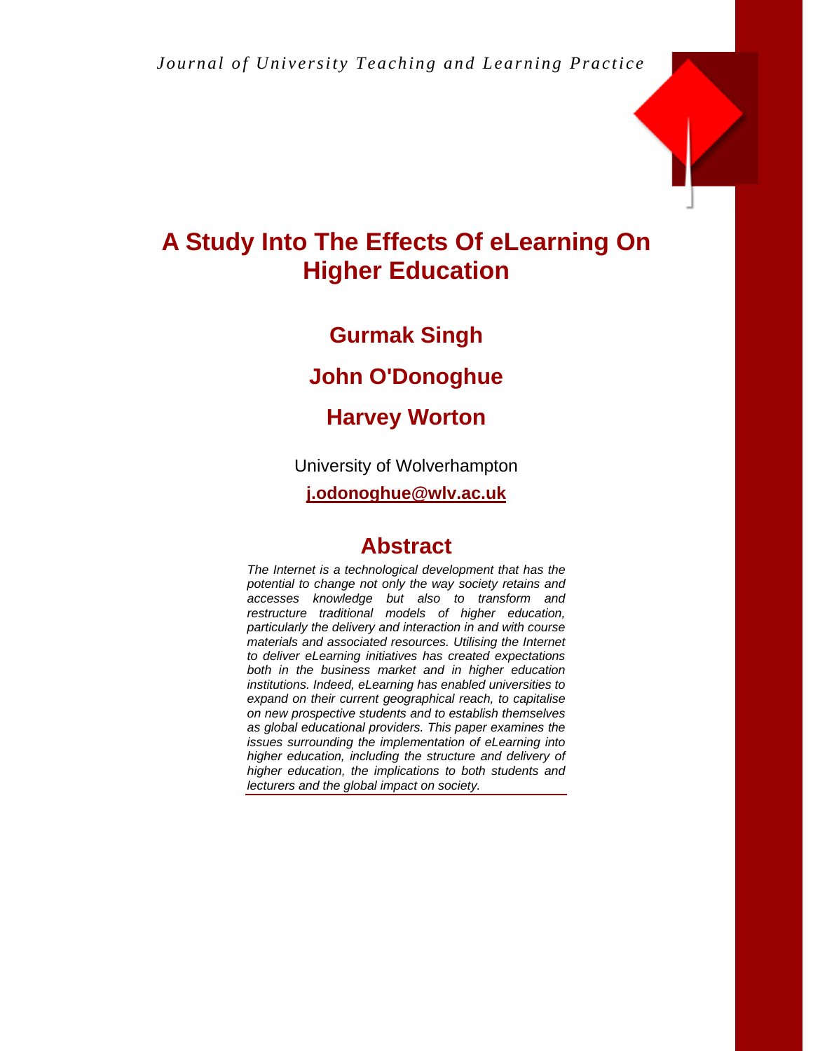*Journal of University Teaching and Learning Practice*

# A Study Into The Effects Of eLearning On Higher Education

## Gurmak Singh

## John O'Donoghue

## Harvey Worton

University of Wolverhampton

**j.odonoghue@wlv.ac.uk**

## Abstract

*The Internet is a technological development that has the potential to change not only the way society retains and accesses knowledge but also to transform and restructure traditional models of higher education, particularly the delivery and interaction in and with course materials and associated resources. Utilising the Internet to deliver eLearning initiatives has created expectations both in the business market and in higher education institutions. Indeed, eLearning has enabled universities to expand on their current geographical reach, to capitalise on new prospective students and to establish themselves as global educational providers. This paper examines the issues surrounding the implementation of eLearning into higher education, including the structure and delivery of higher education, the implications to both students and lecturers and the global impact on society.*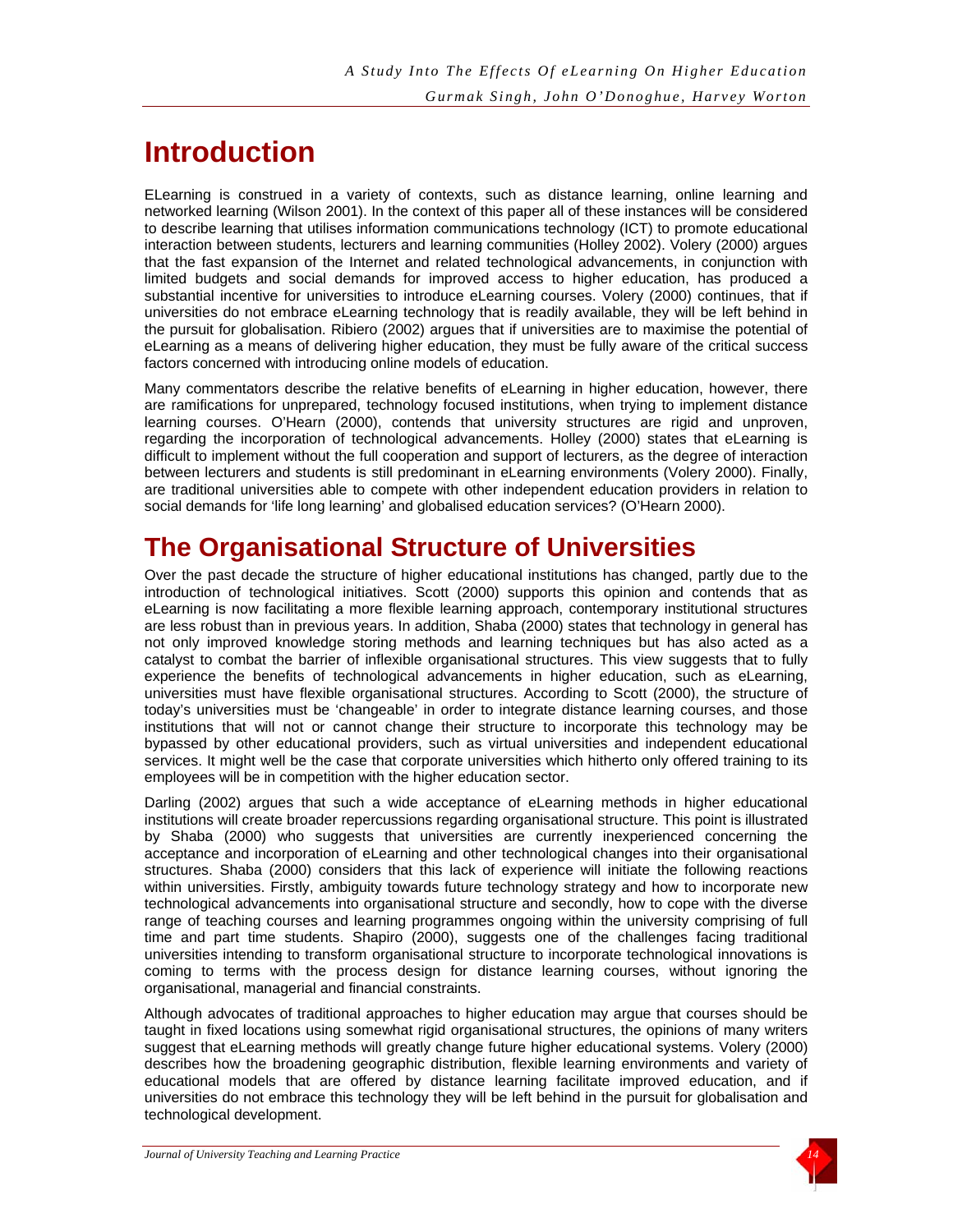# Introduction

ELearning is construed in a variety of contexts, such as distance learning, online learning and networked learning (Wilson 2001). In the context of this paper all of these instances will be considered to describe learning that utilises information communications technology (ICT) to promote educational interaction between students, lecturers and learning communities (Holley 2002). Volery (2000) argues that the fast expansion of the Internet and related technological advancements, in conjunction with limited budgets and social demands for improved access to higher education, has produced a substantial incentive for universities to introduce eLearning courses. Volery (2000) continues, that if universities do not embrace eLearning technology that is readily available, they will be left behind in the pursuit for globalisation. Ribiero (2002) argues that if universities are to maximise the potential of eLearning as a means of delivering higher education, they must be fully aware of the critical success factors concerned with introducing online models of education.

Many commentators describe the relative benefits of eLearning in higher education, however, there are ramifications for unprepared, technology focused institutions, when trying to implement distance learning courses. O'Hearn (2000), contends that university structures are rigid and unproven, regarding the incorporation of technological advancements. Holley (2000) states that eLearning is difficult to implement without the full cooperation and support of lecturers, as the degree of interaction between lecturers and students is still predominant in eLearning environments (Volery 2000). Finally, are traditional universities able to compete with other independent education providers in relation to social demands for 'life long learning' and globalised education services? (O'Hearn 2000).

# The Organisational Structure of Universities

Over the past decade the structure of higher educational institutions has changed, partly due to the introduction of technological initiatives. Scott (2000) supports this opinion and contends that as eLearning is now facilitating a more flexible learning approach, contemporary institutional structures are less robust than in previous years. In addition, Shaba (2000) states that technology in general has not only improved knowledge storing methods and learning techniques but has also acted as a catalyst to combat the barrier of inflexible organisational structures. This view suggests that to fully experience the benefits of technological advancements in higher education, such as eLearning, universities must have flexible organisational structures. According to Scott (2000), the structure of today's universities must be 'changeable' in order to integrate distance learning courses, and those institutions that will not or cannot change their structure to incorporate this technology may be bypassed by other educational providers, such as virtual universities and independent educational services. It might well be the case that corporate universities which hitherto only offered training to its employees will be in competition with the higher education sector.

Darling (2002) argues that such a wide acceptance of eLearning methods in higher educational institutions will create broader repercussions regarding organisational structure. This point is illustrated by Shaba (2000) who suggests that universities are currently inexperienced concerning the acceptance and incorporation of eLearning and other technological changes into their organisational structures. Shaba (2000) considers that this lack of experience will initiate the following reactions within universities. Firstly, ambiguity towards future technology strategy and how to incorporate new technological advancements into organisational structure and secondly, how to cope with the diverse range of teaching courses and learning programmes ongoing within the university comprising of full time and part time students. Shapiro (2000), suggests one of the challenges facing traditional universities intending to transform organisational structure to incorporate technological innovations is coming to terms with the process design for distance learning courses, without ignoring the organisational, managerial and financial constraints.

Although advocates of traditional approaches to higher education may argue that courses should be taught in fixed locations using somewhat rigid organisational structures, the opinions of many writers suggest that eLearning methods will greatly change future higher educational systems. Volery (2000) describes how the broadening geographic distribution, flexible learning environments and variety of educational models that are offered by distance learning facilitate improved education, and if universities do not embrace this technology they will be left behind in the pursuit for globalisation and technological development.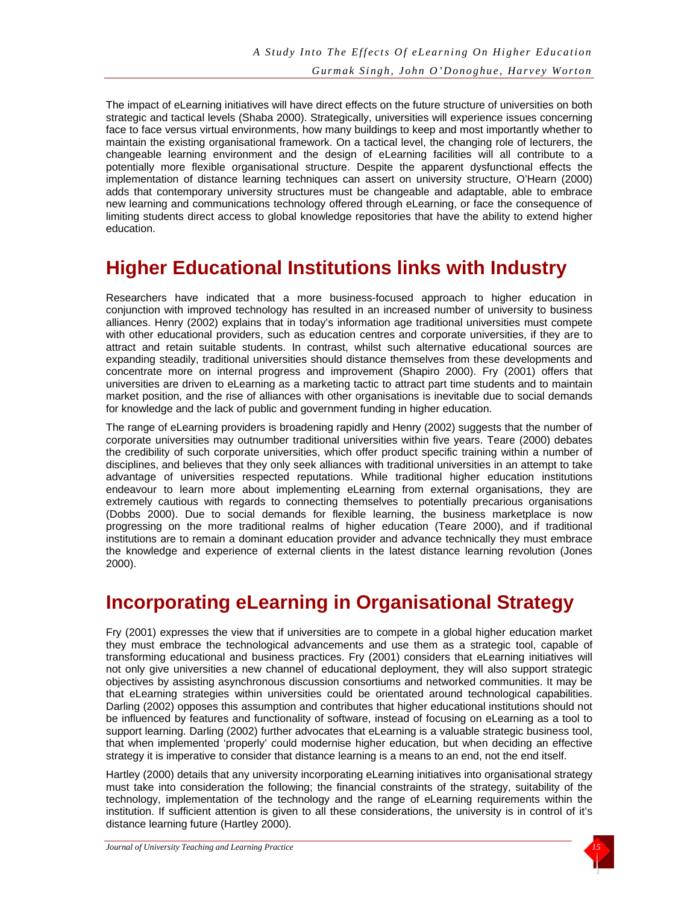The impact of eLearning initiatives will have direct effects on the future structure of universities on both strategic and tactical levels (Shaba 2000). Strategically, universities will experience issues concerning face to face versus virtual environments, how many buildings to keep and most importantly whether to maintain the existing organisational framework. On a tactical level, the changing role of lecturers, the changeable learning environment and the design of eLearning facilities will all contribute to a potentially more flexible organisational structure. Despite the apparent dysfunctional effects the implementation of distance learning techniques can assert on university structure, O'Hearn (2000) adds that contemporary university structures must be changeable and adaptable, able to embrace new learning and communications technology offered through eLearning, or face the consequence of limiting students direct access to global knowledge repositories that have the ability to extend higher education.

## Higher Educational Institutions links with Industry

Researchers have indicated that a more business-focused approach to higher education in conjunction with improved technology has resulted in an increased number of university to business alliances. Henry (2002) explains that in today's information age traditional universities must compete with other educational providers, such as education centres and corporate universities, if they are to attract and retain suitable students. In contrast, whilst such alternative educational sources are expanding steadily, traditional universities should distance themselves from these developments and concentrate more on internal progress and improvement (Shapiro 2000). Fry (2001) offers that universities are driven to eLearning as a marketing tactic to attract part time students and to maintain market position, and the rise of alliances with other organisations is inevitable due to social demands for knowledge and the lack of public and government funding in higher education.

The range of eLearning providers is broadening rapidly and Henry (2002) suggests that the number of corporate universities may outnumber traditional universities within five years. Teare (2000) debates the credibility of such corporate universities, which offer product specific training within a number of disciplines, and believes that they only seek alliances with traditional universities in an attempt to take advantage of universities respected reputations. While traditional higher education institutions endeavour to learn more about implementing eLearning from external organisations, they are extremely cautious with regards to connecting themselves to potentially precarious organisations (Dobbs 2000). Due to social demands for flexible learning, the business marketplace is now progressing on the more traditional realms of higher education (Teare 2000), and if traditional institutions are to remain a dominant education provider and advance technically they must embrace the knowledge and experience of external clients in the latest distance learning revolution (Jones 2000).

## Incorporating eLearning in Organisational Strategy

Fry (2001) expresses the view that if universities are to compete in a global higher education market they must embrace the technological advancements and use them as a strategic tool, capable of transforming educational and business practices. Fry (2001) considers that eLearning initiatives will not only give universities a new channel of educational deployment, they will also support strategic objectives by assisting asynchronous discussion consortiums and networked communities. It may be that eLearning strategies within universities could be orientated around technological capabilities. Darling (2002) opposes this assumption and contributes that higher educational institutions should not be influenced by features and functionality of software, instead of focusing on eLearning as a tool to support learning. Darling (2002) further advocates that eLearning is a valuable strategic business tool, that when implemented 'properly' could modernise higher education, but when deciding an effective strategy it is imperative to consider that distance learning is a means to an end, not the end itself.

Hartley (2000) details that any university incorporating eLearning initiatives into organisational strategy must take into consideration the following; the financial constraints of the strategy, suitability of the technology, implementation of the technology and the range of eLearning requirements within the institution. If sufficient attention is given to all these considerations, the university is in control of it's distance learning future (Hartley 2000).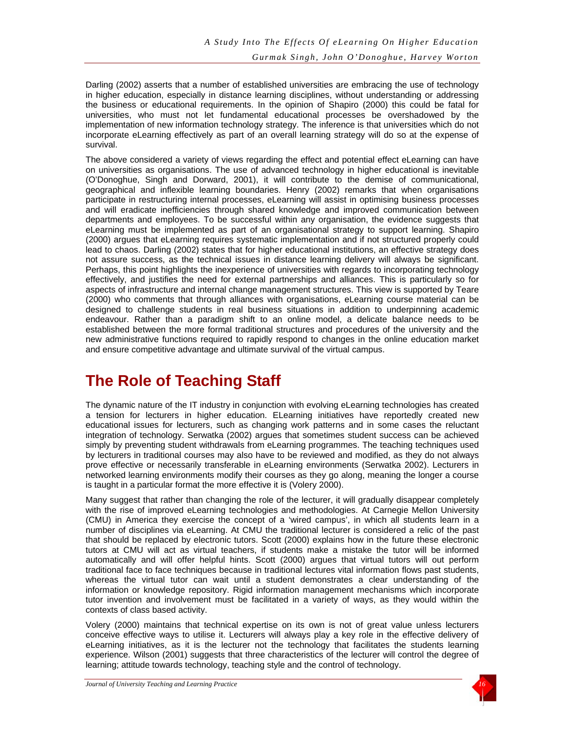Darling (2002) asserts that a number of established universities are embracing the use of technology in higher education, especially in distance learning disciplines, without understanding or addressing the business or educational requirements. In the opinion of Shapiro (2000) this could be fatal for universities, who must not let fundamental educational processes be overshadowed by the implementation of new information technology strategy. The inference is that universities which do not incorporate eLearning effectively as part of an overall learning strategy will do so at the expense of survival.

The above considered a variety of views regarding the effect and potential effect eLearning can have on universities as organisations. The use of advanced technology in higher educational is inevitable (O'Donoghue, Singh and Dorward, 2001), it will contribute to the demise of communicational, geographical and inflexible learning boundaries. Henry (2002) remarks that when organisations participate in restructuring internal processes, eLearning will assist in optimising business processes and will eradicate inefficiencies through shared knowledge and improved communication between departments and employees. To be successful within any organisation, the evidence suggests that eLearning must be implemented as part of an organisational strategy to support learning. Shapiro (2000) argues that eLearning requires systematic implementation and if not structured properly could lead to chaos. Darling (2002) states that for higher educational institutions, an effective strategy does not assure success, as the technical issues in distance learning delivery will always be significant. Perhaps, this point highlights the inexperience of universities with regards to incorporating technology effectively, and justifies the need for external partnerships and alliances. This is particularly so for aspects of infrastructure and internal change management structures. This view is supported by Teare (2000) who comments that through alliances with organisations, eLearning course material can be designed to challenge students in real business situations in addition to underpinning academic endeavour. Rather than a paradigm shift to an online model, a delicate balance needs to be established between the more formal traditional structures and procedures of the university and the new administrative functions required to rapidly respond to changes in the online education market and ensure competitive advantage and ultimate survival of the virtual campus.

# The Role of Teaching Staff

The dynamic nature of the IT industry in conjunction with evolving eLearning technologies has created a tension for lecturers in higher education. ELearning initiatives have reportedly created new educational issues for lecturers, such as changing work patterns and in some cases the reluctant integration of technology. Serwatka (2002) argues that sometimes student success can be achieved simply by preventing student withdrawals from eLearning programmes. The teaching techniques used by lecturers in traditional courses may also have to be reviewed and modified, as they do not always prove effective or necessarily transferable in eLearning environments (Serwatka 2002). Lecturers in networked learning environments modify their courses as they go along, meaning the longer a course is taught in a particular format the more effective it is (Volery 2000).

Many suggest that rather than changing the role of the lecturer, it will gradually disappear completely with the rise of improved eLearning technologies and methodologies. At Carnegie Mellon University (CMU) in America they exercise the concept of a 'wired campus', in which all students learn in a number of disciplines via eLearning. At CMU the traditional lecturer is considered a relic of the past that should be replaced by electronic tutors. Scott (2000) explains how in the future these electronic tutors at CMU will act as virtual teachers, if students make a mistake the tutor will be informed automatically and will offer helpful hints. Scott (2000) argues that virtual tutors will out perform traditional face to face techniques because in traditional lectures vital information flows past students, whereas the virtual tutor can wait until a student demonstrates a clear understanding of the information or knowledge repository. Rigid information management mechanisms which incorporate tutor invention and involvement must be facilitated in a variety of ways, as they would within the contexts of class based activity.

Volery (2000) maintains that technical expertise on its own is not of great value unless lecturers conceive effective ways to utilise it. Lecturers will always play a key role in the effective delivery of eLearning initiatives, as it is the lecturer not the technology that facilitates the students learning experience. Wilson (2001) suggests that three characteristics of the lecturer will control the degree of learning; attitude towards technology, teaching style and the control of technology.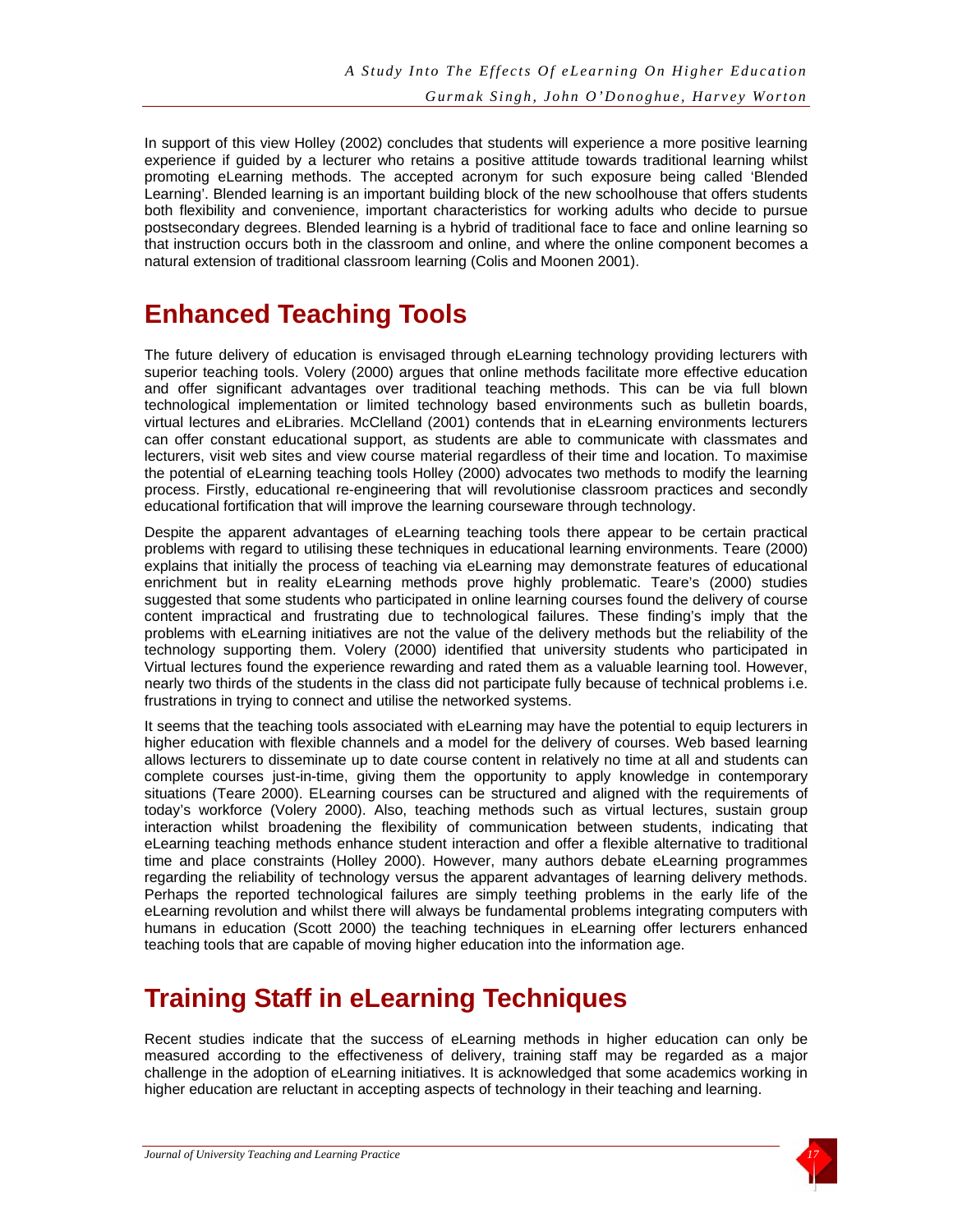In support of this view Holley (2002) concludes that students will experience a more positive learning experience if guided by a lecturer who retains a positive attitude towards traditional learning whilst promoting eLearning methods. The accepted acronym for such exposure being called 'Blended Learning'. Blended learning is an important building block of the new schoolhouse that offers students both flexibility and convenience, important characteristics for working adults who decide to pursue postsecondary degrees. Blended learning is a hybrid of traditional face to face and online learning so that instruction occurs both in the classroom and online, and where the online component becomes a natural extension of traditional classroom learning (Colis and Moonen 2001).

# Enhanced Teaching Tools

The future delivery of education is envisaged through eLearning technology providing lecturers with superior teaching tools. Volery (2000) argues that online methods facilitate more effective education and offer significant advantages over traditional teaching methods. This can be via full blown technological implementation or limited technology based environments such as bulletin boards, virtual lectures and eLibraries. McClelland (2001) contends that in eLearning environments lecturers can offer constant educational support, as students are able to communicate with classmates and lecturers, visit web sites and view course material regardless of their time and location. To maximise the potential of eLearning teaching tools Holley (2000) advocates two methods to modify the learning process. Firstly, educational re-engineering that will revolutionise classroom practices and secondly educational fortification that will improve the learning courseware through technology.

Despite the apparent advantages of eLearning teaching tools there appear to be certain practical problems with regard to utilising these techniques in educational learning environments. Teare (2000) explains that initially the process of teaching via eLearning may demonstrate features of educational enrichment but in reality eLearning methods prove highly problematic. Teare's (2000) studies suggested that some students who participated in online learning courses found the delivery of course content impractical and frustrating due to technological failures. These finding's imply that the problems with eLearning initiatives are not the value of the delivery methods but the reliability of the technology supporting them. Volery (2000) identified that university students who participated in Virtual lectures found the experience rewarding and rated them as a valuable learning tool. However, nearly two thirds of the students in the class did not participate fully because of technical problems i.e. frustrations in trying to connect and utilise the networked systems.

It seems that the teaching tools associated with eLearning may have the potential to equip lecturers in higher education with flexible channels and a model for the delivery of courses. Web based learning allows lecturers to disseminate up to date course content in relatively no time at all and students can complete courses just-in-time, giving them the opportunity to apply knowledge in contemporary situations (Teare 2000). ELearning courses can be structured and aligned with the requirements of today's workforce (Volery 2000). Also, teaching methods such as virtual lectures, sustain group interaction whilst broadening the flexibility of communication between students, indicating that eLearning teaching methods enhance student interaction and offer a flexible alternative to traditional time and place constraints (Holley 2000). However, many authors debate eLearning programmes regarding the reliability of technology versus the apparent advantages of learning delivery methods. Perhaps the reported technological failures are simply teething problems in the early life of the eLearning revolution and whilst there will always be fundamental problems integrating computers with humans in education (Scott 2000) the teaching techniques in eLearning offer lecturers enhanced teaching tools that are capable of moving higher education into the information age.

# Training Staff in eLearning Techniques

Recent studies indicate that the success of eLearning methods in higher education can only be measured according to the effectiveness of delivery, training staff may be regarded as a major challenge in the adoption of eLearning initiatives. It is acknowledged that some academics working in higher education are reluctant in accepting aspects of technology in their teaching and learning.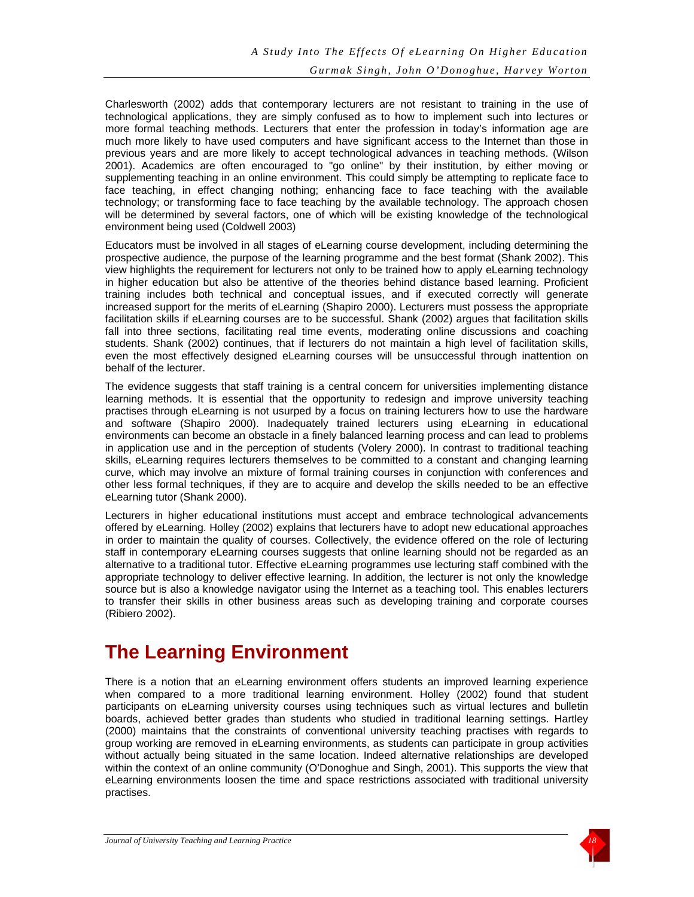Charlesworth (2002) adds that contemporary lecturers are not resistant to training in the use of technological applications, they are simply confused as to how to implement such into lectures or more formal teaching methods. Lecturers that enter the profession in today's information age are much more likely to have used computers and have significant access to the Internet than those in previous years and are more likely to accept technological advances in teaching methods. (Wilson 2001). Academics are often encouraged to "go online" by their institution, by either moving or supplementing teaching in an online environment. This could simply be attempting to replicate face to face teaching, in effect changing nothing; enhancing face to face teaching with the available technology; or transforming face to face teaching by the available technology. The approach chosen will be determined by several factors, one of which will be existing knowledge of the technological environment being used (Coldwell 2003)

Educators must be involved in all stages of eLearning course development, including determining the prospective audience, the purpose of the learning programme and the best format (Shank 2002). This view highlights the requirement for lecturers not only to be trained how to apply eLearning technology in higher education but also be attentive of the theories behind distance based learning. Proficient training includes both technical and conceptual issues, and if executed correctly will generate increased support for the merits of eLearning (Shapiro 2000). Lecturers must possess the appropriate facilitation skills if eLearning courses are to be successful. Shank (2002) argues that facilitation skills fall into three sections, facilitating real time events, moderating online discussions and coaching students. Shank (2002) continues, that if lecturers do not maintain a high level of facilitation skills, even the most effectively designed eLearning courses will be unsuccessful through inattention on behalf of the lecturer.

The evidence suggests that staff training is a central concern for universities implementing distance learning methods. It is essential that the opportunity to redesign and improve university teaching practises through eLearning is not usurped by a focus on training lecturers how to use the hardware and software (Shapiro 2000). Inadequately trained lecturers using eLearning in educational environments can become an obstacle in a finely balanced learning process and can lead to problems in application use and in the perception of students (Volery 2000). In contrast to traditional teaching skills, eLearning requires lecturers themselves to be committed to a constant and changing learning curve, which may involve an mixture of formal training courses in conjunction with conferences and other less formal techniques, if they are to acquire and develop the skills needed to be an effective eLearning tutor (Shank 2000).

Lecturers in higher educational institutions must accept and embrace technological advancements offered by eLearning. Holley (2002) explains that lecturers have to adopt new educational approaches in order to maintain the quality of courses. Collectively, the evidence offered on the role of lecturing staff in contemporary eLearning courses suggests that online learning should not be regarded as an alternative to a traditional tutor. Effective eLearning programmes use lecturing staff combined with the appropriate technology to deliver effective learning. In addition, the lecturer is not only the knowledge source but is also a knowledge navigator using the Internet as a teaching tool. This enables lecturers to transfer their skills in other business areas such as developing training and corporate courses (Ribiero 2002).

# The Learning Environment

There is a notion that an eLearning environment offers students an improved learning experience when compared to a more traditional learning environment. Holley (2002) found that student participants on eLearning university courses using techniques such as virtual lectures and bulletin boards, achieved better grades than students who studied in traditional learning settings. Hartley (2000) maintains that the constraints of conventional university teaching practises with regards to group working are removed in eLearning environments, as students can participate in group activities without actually being situated in the same location. Indeed alternative relationships are developed within the context of an online community (O'Donoghue and Singh, 2001). This supports the view that eLearning environments loosen the time and space restrictions associated with traditional university practises.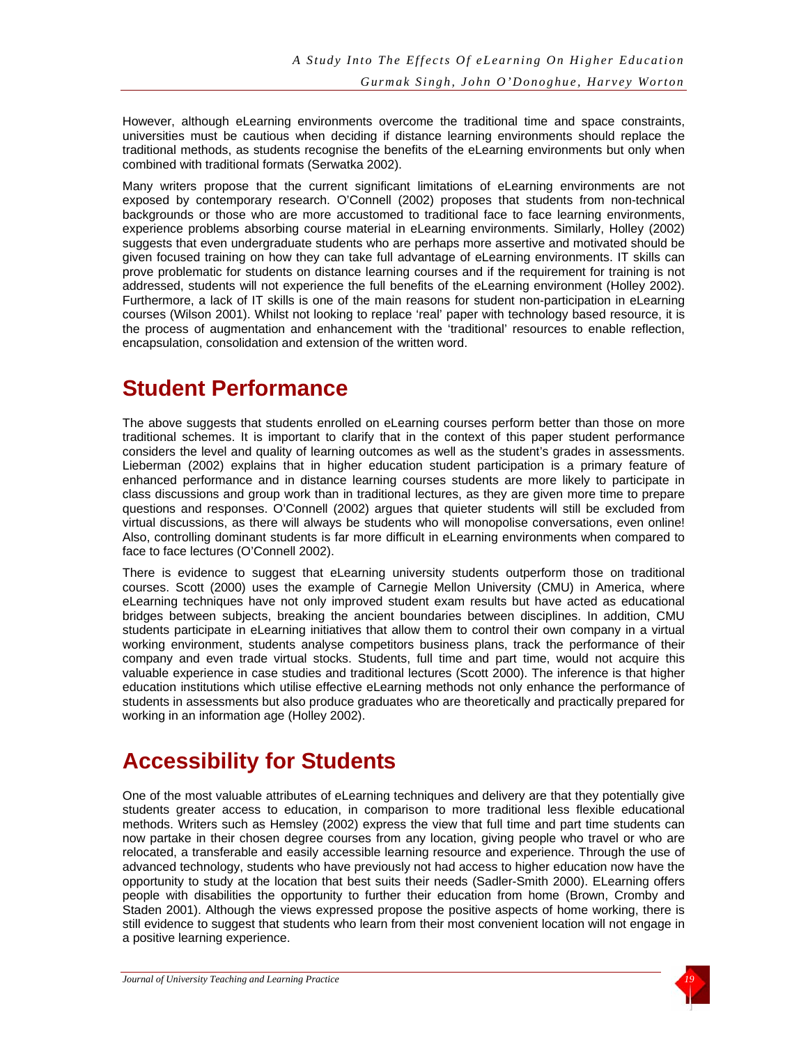However, although eLearning environments overcome the traditional time and space constraints, universities must be cautious when deciding if distance learning environments should replace the traditional methods, as students recognise the benefits of the eLearning environments but only when combined with traditional formats (Serwatka 2002).

Many writers propose that the current significant limitations of eLearning environments are not exposed by contemporary research. O'Connell (2002) proposes that students from non-technical backgrounds or those who are more accustomed to traditional face to face learning environments, experience problems absorbing course material in eLearning environments. Similarly, Holley (2002) suggests that even undergraduate students who are perhaps more assertive and motivated should be given focused training on how they can take full advantage of eLearning environments. IT skills can prove problematic for students on distance learning courses and if the requirement for training is not addressed, students will not experience the full benefits of the eLearning environment (Holley 2002). Furthermore, a lack of IT skills is one of the main reasons for student non-participation in eLearning courses (Wilson 2001). Whilst not looking to replace 'real' paper with technology based resource, it is the process of augmentation and enhancement with the 'traditional' resources to enable reflection, encapsulation, consolidation and extension of the written word.

## Student Performance

The above suggests that students enrolled on eLearning courses perform better than those on more traditional schemes. It is important to clarify that in the context of this paper student performance considers the level and quality of learning outcomes as well as the student's grades in assessments. Lieberman (2002) explains that in higher education student participation is a primary feature of enhanced performance and in distance learning courses students are more likely to participate in class discussions and group work than in traditional lectures, as they are given more time to prepare questions and responses. O'Connell (2002) argues that quieter students will still be excluded from virtual discussions, as there will always be students who will monopolise conversations, even online! Also, controlling dominant students is far more difficult in eLearning environments when compared to face to face lectures (O'Connell 2002).

There is evidence to suggest that eLearning university students outperform those on traditional courses. Scott (2000) uses the example of Carnegie Mellon University (CMU) in America, where eLearning techniques have not only improved student exam results but have acted as educational bridges between subjects, breaking the ancient boundaries between disciplines. In addition, CMU students participate in eLearning initiatives that allow them to control their own company in a virtual working environment, students analyse competitors business plans, track the performance of their company and even trade virtual stocks. Students, full time and part time, would not acquire this valuable experience in case studies and traditional lectures (Scott 2000). The inference is that higher education institutions which utilise effective eLearning methods not only enhance the performance of students in assessments but also produce graduates who are theoretically and practically prepared for working in an information age (Holley 2002).

## Accessibility for Students

One of the most valuable attributes of eLearning techniques and delivery are that they potentially give students greater access to education, in comparison to more traditional less flexible educational methods. Writers such as Hemsley (2002) express the view that full time and part time students can now partake in their chosen degree courses from any location, giving people who travel or who are relocated, a transferable and easily accessible learning resource and experience. Through the use of advanced technology, students who have previously not had access to higher education now have the opportunity to study at the location that best suits their needs (Sadler-Smith 2000). ELearning offers people with disabilities the opportunity to further their education from home (Brown, Cromby and Staden 2001). Although the views expressed propose the positive aspects of home working, there is still evidence to suggest that students who learn from their most convenient location will not engage in a positive learning experience.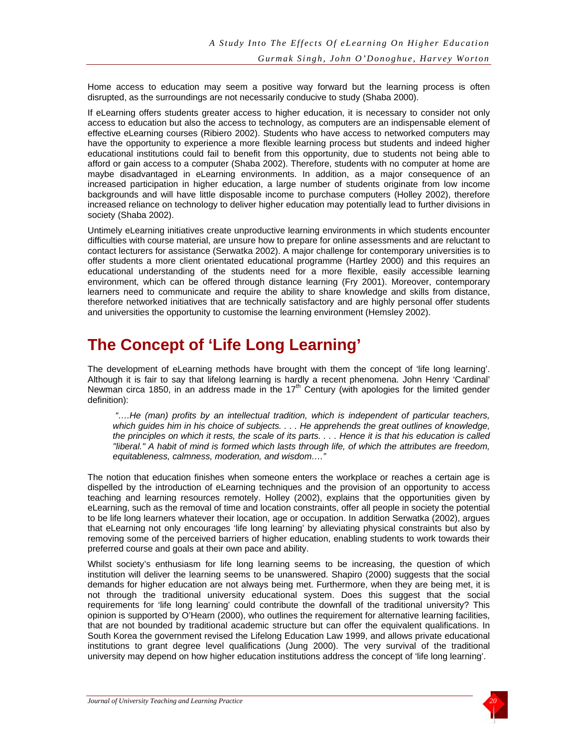Home access to education may seem a positive way forward but the learning process is often disrupted, as the surroundings are not necessarily conducive to study (Shaba 2000).

If eLearning offers students greater access to higher education, it is necessary to consider not only access to education but also the access to technology, as computers are an indispensable element of effective eLearning courses (Ribiero 2002). Students who have access to networked computers may have the opportunity to experience a more flexible learning process but students and indeed higher educational institutions could fail to benefit from this opportunity, due to students not being able to afford or gain access to a computer (Shaba 2002). Therefore, students with no computer at home are maybe disadvantaged in eLearning environments. In addition, as a major consequence of an increased participation in higher education, a large number of students originate from low income backgrounds and will have little disposable income to purchase computers (Holley 2002), therefore increased reliance on technology to deliver higher education may potentially lead to further divisions in society (Shaba 2002).

Untimely eLearning initiatives create unproductive learning environments in which students encounter difficulties with course material, are unsure how to prepare for online assessments and are reluctant to contact lecturers for assistance (Serwatka 2002). A major challenge for contemporary universities is to offer students a more client orientated educational programme (Hartley 2000) and this requires an educational understanding of the students need for a more flexible, easily accessible learning environment, which can be offered through distance learning (Fry 2001). Moreover, contemporary learners need to communicate and require the ability to share knowledge and skills from distance, therefore networked initiatives that are technically satisfactory and are highly personal offer students and universities the opportunity to customise the learning environment (Hemsley 2002).

# The Concept of 'Life Long Learning'

The development of eLearning methods have brought with them the concept of 'life long learning'. Although it is fair to say that lifelong learning is hardly a recent phenomena. John Henry 'Cardinal' Newman circa 1850, in an address made in the 17th Century (with apologies for the limited gender definition):

> *"….He (man) profits by an intellectual tradition, which is independent of particular teachers, which guides him in his choice of subjects. . . . He apprehends the great outlines of knowledge, the principles on which it rests, the scale of its parts. . . . Hence it is that his education is called "liberal." A habit of mind is formed which lasts through life, of which the attributes are freedom, equitableness, calmness, moderation, and wisdom…."*

The notion that education finishes when someone enters the workplace or reaches a certain age is dispelled by the introduction of eLearning techniques and the provision of an opportunity to access teaching and learning resources remotely. Holley (2002), explains that the opportunities given by eLearning, such as the removal of time and location constraints, offer all people in society the potential to be life long learners whatever their location, age or occupation. In addition Serwatka (2002), argues that eLearning not only encourages 'life long learning' by alleviating physical constraints but also by removing some of the perceived barriers of higher education, enabling students to work towards their preferred course and goals at their own pace and ability.

Whilst society's enthusiasm for life long learning seems to be increasing, the question of which institution will deliver the learning seems to be unanswered. Shapiro (2000) suggests that the social demands for higher education are not always being met. Furthermore, when they are being met, it is not through the traditional university educational system. Does this suggest that the social requirements for 'life long learning' could contribute the downfall of the traditional university? This opinion is supported by O'Hearn (2000), who outlines the requirement for alternative learning facilities, that are not bounded by traditional academic structure but can offer the equivalent qualifications. In South Korea the government revised the Lifelong Education Law 1999, and allows private educational institutions to grant degree level qualifications (Jung 2000). The very survival of the traditional university may depend on how higher education institutions address the concept of 'life long learning'.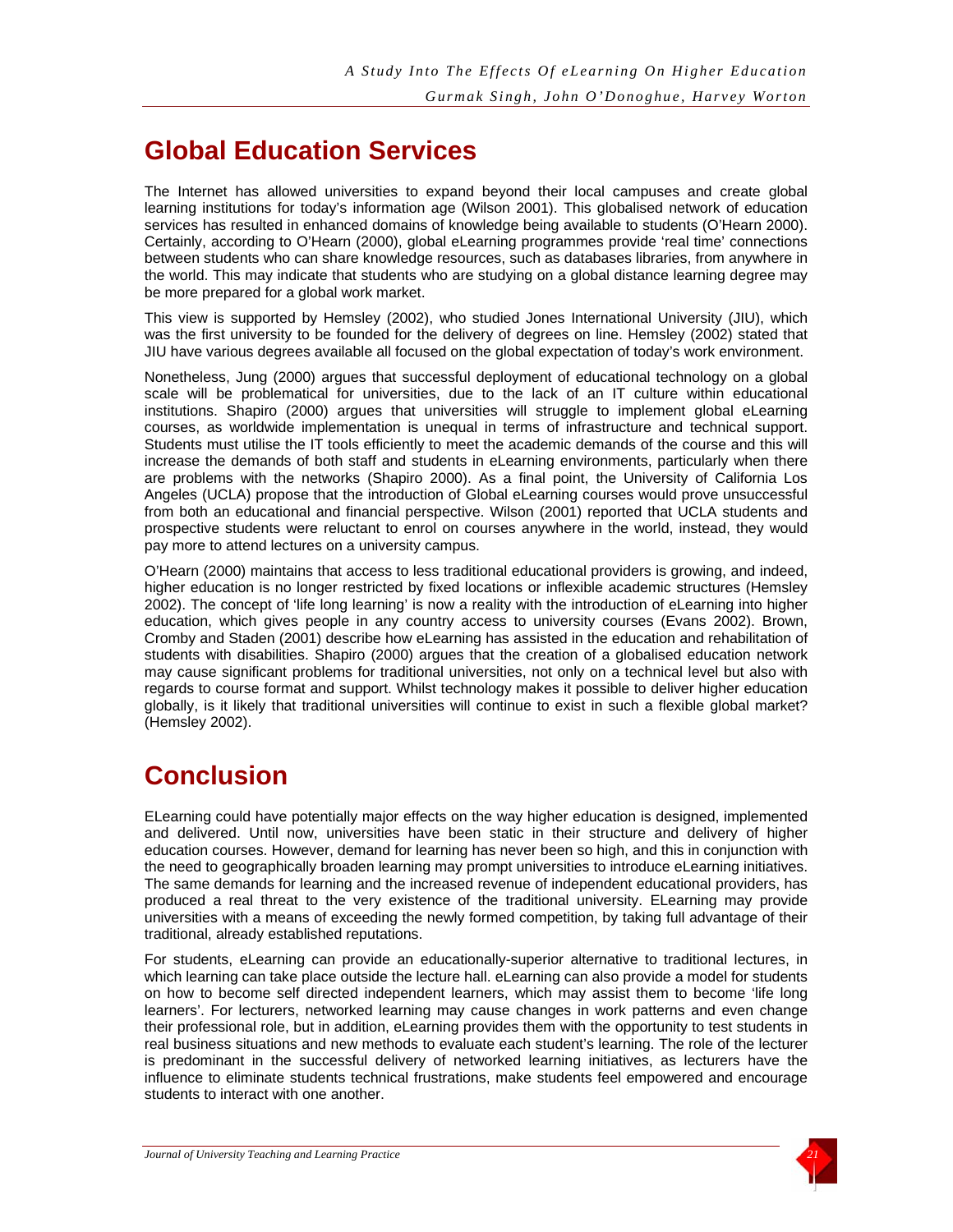## Global Education Services

The Internet has allowed universities to expand beyond their local campuses and create global learning institutions for today's information age (Wilson 2001). This globalised network of education services has resulted in enhanced domains of knowledge being available to students (O'Hearn 2000). Certainly, according to O'Hearn (2000), global eLearning programmes provide 'real time' connections between students who can share knowledge resources, such as databases libraries, from anywhere in the world. This may indicate that students who are studying on a global distance learning degree may be more prepared for a global work market.

This view is supported by Hemsley (2002), who studied Jones International University (JIU), which was the first university to be founded for the delivery of degrees on line. Hemsley (2002) stated that JIU have various degrees available all focused on the global expectation of today's work environment.

Nonetheless, Jung (2000) argues that successful deployment of educational technology on a global scale will be problematical for universities, due to the lack of an IT culture within educational institutions. Shapiro (2000) argues that universities will struggle to implement global eLearning courses, as worldwide implementation is unequal in terms of infrastructure and technical support. Students must utilise the IT tools efficiently to meet the academic demands of the course and this will increase the demands of both staff and students in eLearning environments, particularly when there are problems with the networks (Shapiro 2000). As a final point, the University of California Los Angeles (UCLA) propose that the introduction of Global eLearning courses would prove unsuccessful from both an educational and financial perspective. Wilson (2001) reported that UCLA students and prospective students were reluctant to enrol on courses anywhere in the world, instead, they would pay more to attend lectures on a university campus.

O'Hearn (2000) maintains that access to less traditional educational providers is growing, and indeed, higher education is no longer restricted by fixed locations or inflexible academic structures (Hemsley 2002). The concept of 'life long learning' is now a reality with the introduction of eLearning into higher education, which gives people in any country access to university courses (Evans 2002). Brown, Cromby and Staden (2001) describe how eLearning has assisted in the education and rehabilitation of students with disabilities. Shapiro (2000) argues that the creation of a globalised education network may cause significant problems for traditional universities, not only on a technical level but also with regards to course format and support. Whilst technology makes it possible to deliver higher education globally, is it likely that traditional universities will continue to exist in such a flexible global market? (Hemsley 2002).

## Conclusion

ELearning could have potentially major effects on the way higher education is designed, implemented and delivered. Until now, universities have been static in their structure and delivery of higher education courses. However, demand for learning has never been so high, and this in conjunction with the need to geographically broaden learning may prompt universities to introduce eLearning initiatives. The same demands for learning and the increased revenue of independent educational providers, has produced a real threat to the very existence of the traditional university. ELearning may provide universities with a means of exceeding the newly formed competition, by taking full advantage of their traditional, already established reputations.

For students, eLearning can provide an educationally-superior alternative to traditional lectures, in which learning can take place outside the lecture hall. eLearning can also provide a model for students on how to become self directed independent learners, which may assist them to become 'life long learners'. For lecturers, networked learning may cause changes in work patterns and even change their professional role, but in addition, eLearning provides them with the opportunity to test students in real business situations and new methods to evaluate each student's learning. The role of the lecturer is predominant in the successful delivery of networked learning initiatives, as lecturers have the influence to eliminate students technical frustrations, make students feel empowered and encourage students to interact with one another.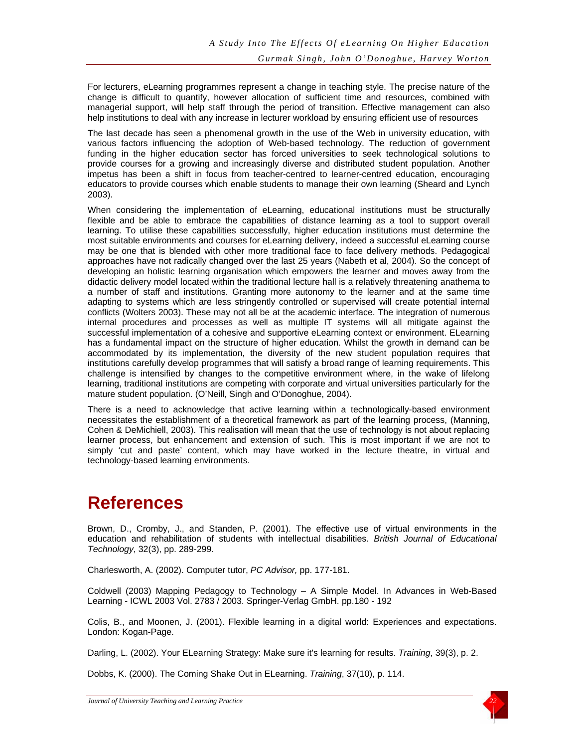For lecturers, eLearning programmes represent a change in teaching style. The precise nature of the change is difficult to quantify, however allocation of sufficient time and resources, combined with managerial support, will help staff through the period of transition. Effective management can also help institutions to deal with any increase in lecturer workload by ensuring efficient use of resources

The last decade has seen a phenomenal growth in the use of the Web in university education, with various factors influencing the adoption of Web-based technology. The reduction of government funding in the higher education sector has forced universities to seek technological solutions to provide courses for a growing and increasingly diverse and distributed student population. Another impetus has been a shift in focus from teacher-centred to learner-centred education, encouraging educators to provide courses which enable students to manage their own learning (Sheard and Lynch 2003).

When considering the implementation of eLearning, educational institutions must be structurally flexible and be able to embrace the capabilities of distance learning as a tool to support overall learning. To utilise these capabilities successfully, higher education institutions must determine the most suitable environments and courses for eLearning delivery, indeed a successful eLearning course may be one that is blended with other more traditional face to face delivery methods. Pedagogical approaches have not radically changed over the last 25 years (Nabeth et al, 2004). So the concept of developing an holistic learning organisation which empowers the learner and moves away from the didactic delivery model located within the traditional lecture hall is a relatively threatening anathema to a number of staff and institutions. Granting more autonomy to the learner and at the same time adapting to systems which are less stringently controlled or supervised will create potential internal conflicts (Wolters 2003). These may not all be at the academic interface. The integration of numerous internal procedures and processes as well as multiple IT systems will all mitigate against the successful implementation of a cohesive and supportive eLearning context or environment. ELearning has a fundamental impact on the structure of higher education. Whilst the growth in demand can be accommodated by its implementation, the diversity of the new student population requires that institutions carefully develop programmes that will satisfy a broad range of learning requirements. This challenge is intensified by changes to the competitive environment where, in the wake of lifelong learning, traditional institutions are competing with corporate and virtual universities particularly for the mature student population. (O'Neill, Singh and O'Donoghue, 2004).

There is a need to acknowledge that active learning within a technologically-based environment necessitates the establishment of a theoretical framework as part of the learning process, (Manning, Cohen & DeMichiell, 2003). This realisation will mean that the use of technology is not about replacing learner process, but enhancement and extension of such. This is most important if we are not to simply 'cut and paste' content, which may have worked in the lecture theatre, in virtual and technology-based learning environments.

# References

Brown, D., Cromby, J., and Standen, P. (2001). The effective use of virtual environments in the education and rehabilitation of students with intellectual disabilities. *British Journal of Educational Technology*, 32(3), pp. 289-299.

Charlesworth, A. (2002). Computer tutor, *PC Advisor,* pp. 177-181.

Coldwell (2003) Mapping Pedagogy to Technology – A Simple Model. In Advances in Web-Based Learning - ICWL 2003 Vol. 2783 / 2003. Springer-Verlag GmbH. pp.180 - 192

Colis, B., and Moonen, J. (2001). Flexible learning in a digital world: Experiences and expectations. London: Kogan-Page.

Darling, L. (2002). Your ELearning Strategy: Make sure it's learning for results. *Training*, 39(3), p. 2.

Dobbs, K. (2000). The Coming Shake Out in ELearning. *Training*, 37(10), p. 114.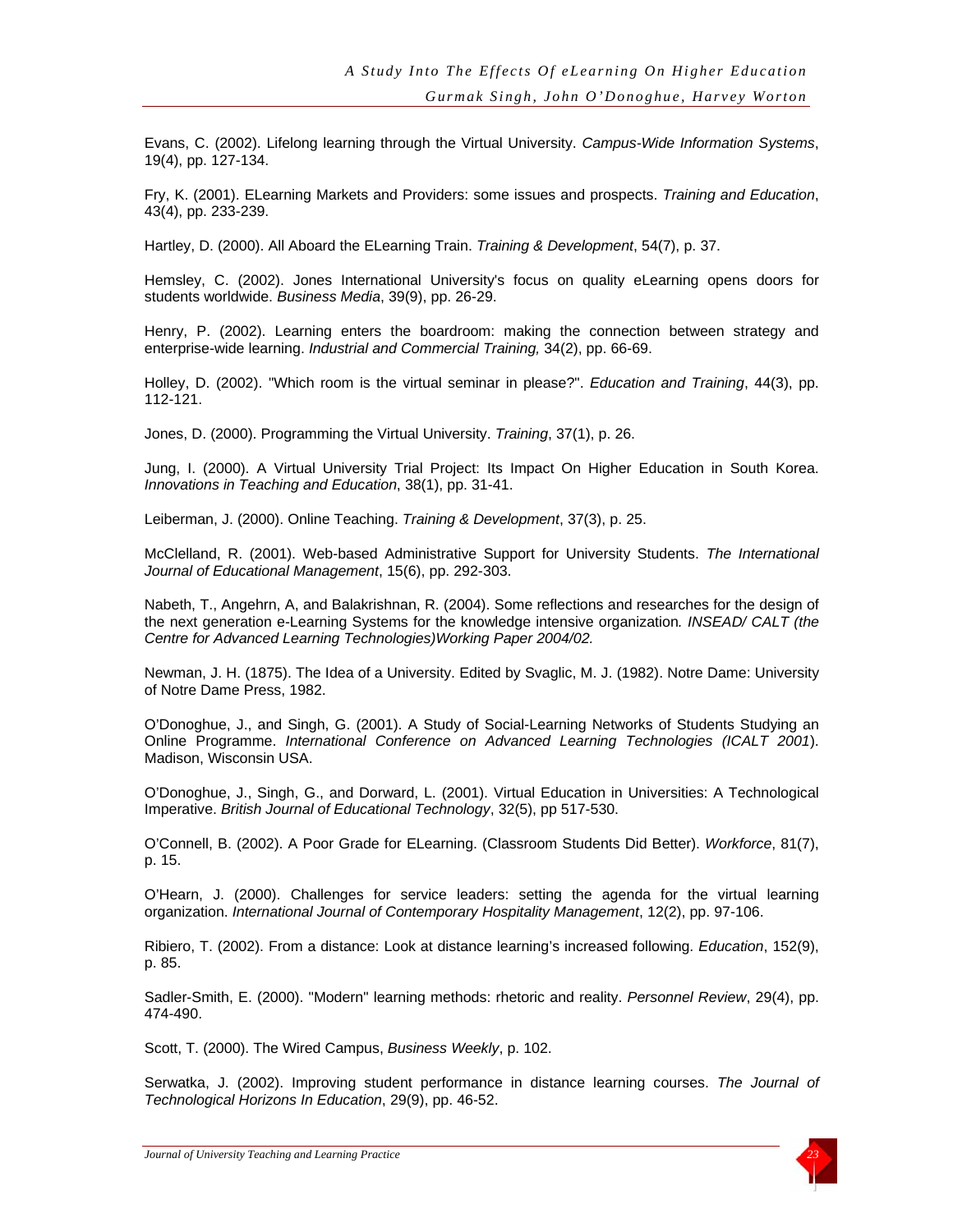Evans, C. (2002). Lifelong learning through the Virtual University. *Campus-Wide Information Systems*, 19(4), pp. 127-134.

Fry, K. (2001). ELearning Markets and Providers: some issues and prospects. *Training and Education*, 43(4), pp. 233-239.

Hartley, D. (2000). All Aboard the ELearning Train. *Training & Development*, 54(7), p. 37.

Hemsley, C. (2002). Jones International University's focus on quality eLearning opens doors for students worldwide. *Business Media*, 39(9), pp. 26-29.

Henry, P. (2002). Learning enters the boardroom: making the connection between strategy and enterprise-wide learning. *Industrial and Commercial Training,* 34(2), pp. 66-69.

Holley, D. (2002). "Which room is the virtual seminar in please?". *Education and Training*, 44(3), pp. 112-121.

Jones, D. (2000). Programming the Virtual University. *Training*, 37(1), p. 26.

Jung, I. (2000). A Virtual University Trial Project: Its Impact On Higher Education in South Korea. *Innovations in Teaching and Education*, 38(1), pp. 31-41.

Leiberman, J. (2000). Online Teaching. *Training & Development*, 37(3), p. 25.

McClelland, R. (2001). Web-based Administrative Support for University Students. *The International Journal of Educational Management*, 15(6), pp. 292-303.

Nabeth, T., Angehrn, A, and Balakrishnan, R. (2004). Some reflections and researches for the design of the next generation e-Learning Systems for the knowledge intensive organization*. INSEAD/ CALT (the Centre for Advanced Learning Technologies)Working Paper 2004/02.*

Newman, J. H. (1875). The Idea of a University. Edited by Svaglic, M. J. (1982). Notre Dame: University of Notre Dame Press, 1982.

O'Donoghue, J., and Singh, G. (2001). A Study of Social-Learning Networks of Students Studying an Online Programme. *International Conference on Advanced Learning Technologies (ICALT 2001*). Madison, Wisconsin USA.

O'Donoghue, J., Singh, G., and Dorward, L. (2001). Virtual Education in Universities: A Technological Imperative. *British Journal of Educational Technology*, 32(5), pp 517-530.

O'Connell, B. (2002). A Poor Grade for ELearning. (Classroom Students Did Better). *Workforce*, 81(7), p. 15.

O'Hearn, J. (2000). Challenges for service leaders: setting the agenda for the virtual learning organization. *International Journal of Contemporary Hospitality Management*, 12(2), pp. 97-106.

Ribiero, T. (2002). From a distance: Look at distance learning's increased following. *Education*, 152(9), p. 85.

Sadler-Smith, E. (2000). "Modern" learning methods: rhetoric and reality. *Personnel Review*, 29(4), pp. 474-490.

Scott, T. (2000). The Wired Campus, *Business Weekly*, p. 102.

Serwatka, J. (2002). Improving student performance in distance learning courses. *The Journal of Technological Horizons In Education*, 29(9), pp. 46-52.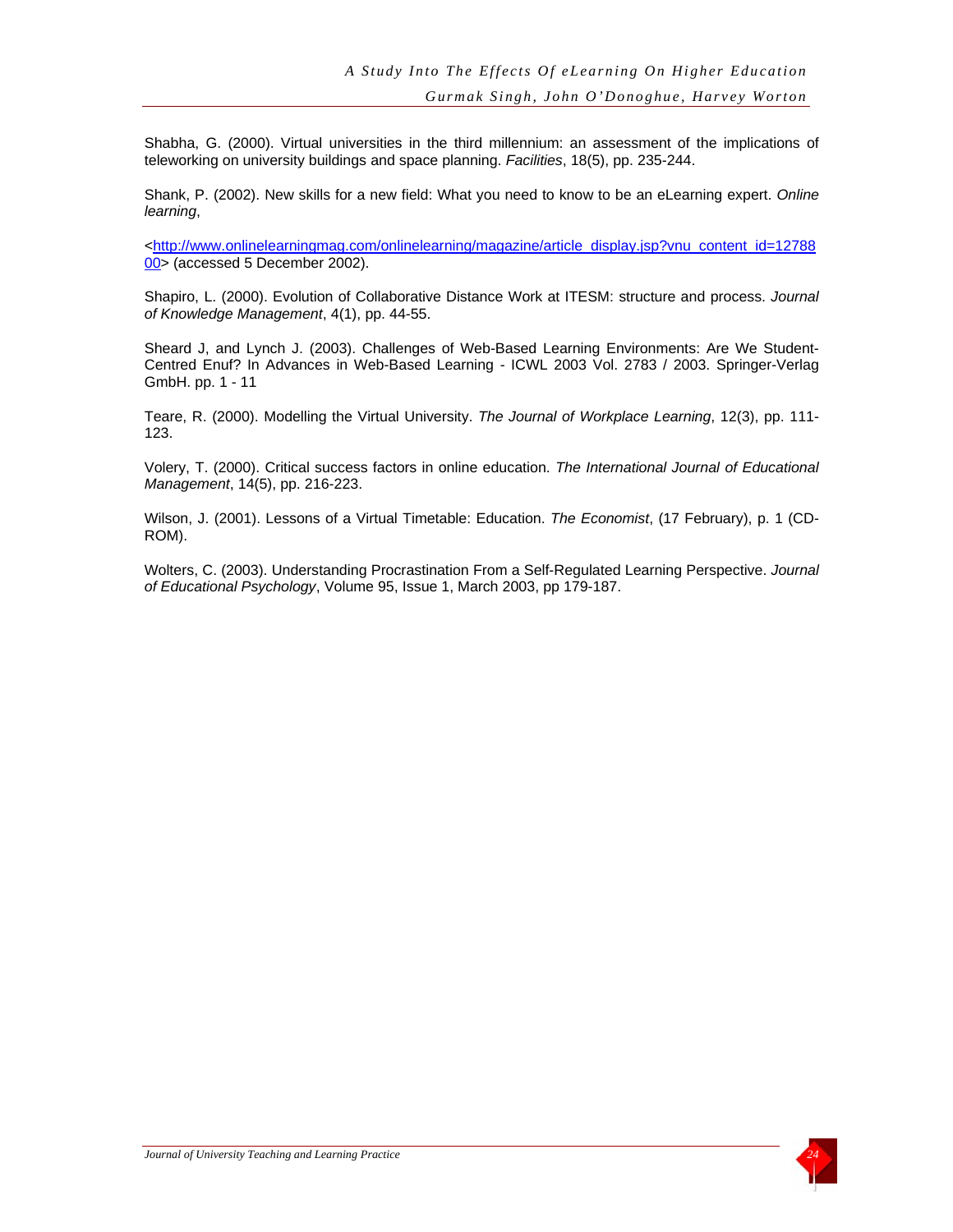Shabha, G. (2000). Virtual universities in the third millennium: an assessment of the implications of teleworking on university buildings and space planning. *Facilities*, 18(5), pp. 235-244.

Shank, P. (2002). New skills for a new field: What you need to know to be an eLearning expert. *Online learning*,

<http://www.onlinelearningmag.com/onlinelearning/magazine/article_display.jsp?vnu_content_id=1278800> (accessed 5 December 2002).

Shapiro, L. (2000). Evolution of Collaborative Distance Work at ITESM: structure and process. *Journal of Knowledge Management*, 4(1), pp. 44-55.

Sheard J, and Lynch J. (2003). Challenges of Web-Based Learning Environments: Are We Student-Centred Enuf? In Advances in Web-Based Learning - ICWL 2003 Vol. 2783 / 2003. Springer-Verlag GmbH. pp. 1 - 11

Teare, R. (2000). Modelling the Virtual University. *The Journal of Workplace Learning*, 12(3), pp. 111-123.

Volery, T. (2000). Critical success factors in online education. *The International Journal of Educational Management*, 14(5), pp. 216-223.

Wilson, J. (2001). Lessons of a Virtual Timetable: Education. *The Economist*, (17 February), p. 1 (CD-ROM).

Wolters, C. (2003). Understanding Procrastination From a Self-Regulated Learning Perspective. *Journal of Educational Psychology*, Volume 95, Issue 1, March 2003, pp 179-187.